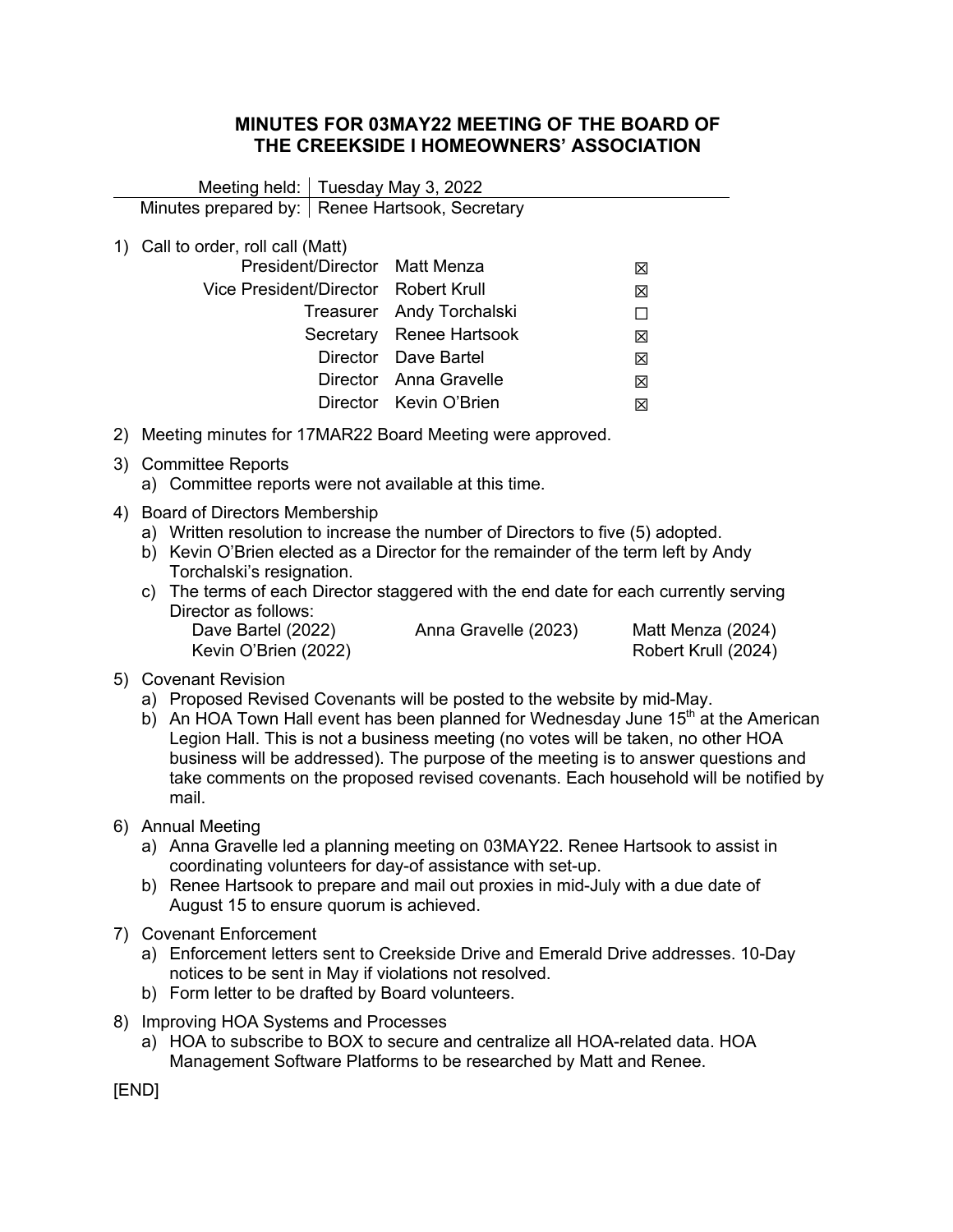# MINUTES FOR 03MAY22 MEETING OF THE BOARD OF THE CREEKSIDE I HOMEOWNERS' ASSOCIATION

| Meeting held: | Tuesday May 3, 2022 |
|---|---|
| Minutes prepared by: | Renee Hartsook, Secretary |

1) Call to order, roll call (Matt)

| | | |
|---|---|---|
| President/Director | Matt Menza | ☒ |
| Vice President/Director | Robert Krull | ☒ |
| Treasurer | Andy Torchalski | ☐ |
| Secretary | Renee Hartsook | ☒ |
| Director | Dave Bartel | ☒ |
| Director | Anna Gravelle | ☒ |
| Director | Kevin O'Brien | ☒ |

2) Meeting minutes for 17MAR22 Board Meeting were approved.

3) Committee Reports
   a) Committee reports were not available at this time.

4) Board of Directors Membership
   a) Written resolution to increase the number of Directors to five (5) adopted.
   b) Kevin O'Brien elected as a Director for the remainder of the term left by Andy Torchalski's resignation.
   c) The terms of each Director staggered with the end date for each currently serving Director as follows:

| | | |
|---|---|---|
| Dave Bartel (2022) | Anna Gravelle (2023) | Matt Menza (2024) |
| Kevin O'Brien (2022) | | Robert Krull (2024) |

5) Covenant Revision
   a) Proposed Revised Covenants will be posted to the website by mid-May.
   b) An HOA Town Hall event has been planned for Wednesday June 15th at the American Legion Hall. This is not a business meeting (no votes will be taken, no other HOA business will be addressed). The purpose of the meeting is to answer questions and take comments on the proposed revised covenants. Each household will be notified by mail.

6) Annual Meeting
   a) Anna Gravelle led a planning meeting on 03MAY22. Renee Hartsook to assist in coordinating volunteers for day-of assistance with set-up.
   b) Renee Hartsook to prepare and mail out proxies in mid-July with a due date of August 15 to ensure quorum is achieved.

7) Covenant Enforcement
   a) Enforcement letters sent to Creekside Drive and Emerald Drive addresses. 10-Day notices to be sent in May if violations not resolved.
   b) Form letter to be drafted by Board volunteers.

8) Improving HOA Systems and Processes
   a) HOA to subscribe to BOX to secure and centralize all HOA-related data. HOA Management Software Platforms to be researched by Matt and Renee.

[END]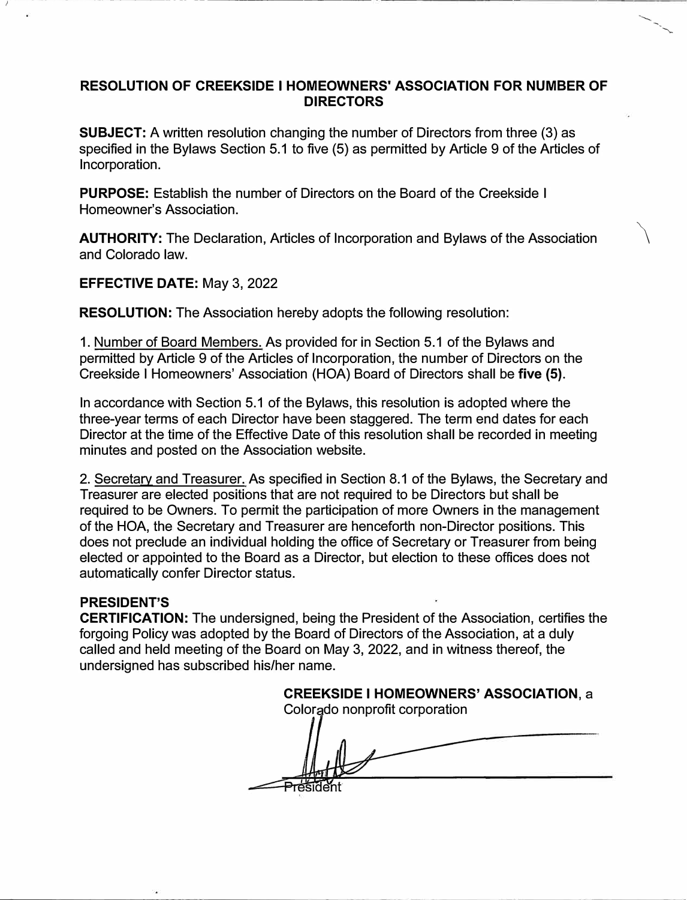# RESOLUTION OF CREEKSIDE I HOMEOWNERS' ASSOCIATION FOR NUMBER OF DIRECTORS

**SUBJECT:** A written resolution changing the number of Directors from three (3) as specified in the Bylaws Section 5.1 to five (5) as permitted by Article 9 of the Articles of Incorporation.

**PURPOSE:** Establish the number of Directors on the Board of the Creekside I Homeowner's Association.

**AUTHORITY:** The Declaration, Articles of Incorporation and Bylaws of the Association and Colorado law.

**EFFECTIVE DATE:** May 3, 2022

**RESOLUTION:** The Association hereby adopts the following resolution:

1. Number of Board Members. As provided for in Section 5.1 of the Bylaws and permitted by Article 9 of the Articles of Incorporation, the number of Directors on the Creekside I Homeowners' Association (HOA) Board of Directors shall be **five (5)**.

In accordance with Section 5.1 of the Bylaws, this resolution is adopted where the three-year terms of each Director have been staggered. The term end dates for each Director at the time of the Effective Date of this resolution shall be recorded in meeting minutes and posted on the Association website.

2. Secretary and Treasurer. As specified in Section 8.1 of the Bylaws, the Secretary and Treasurer are elected positions that are not required to be Directors but shall be required to be Owners. To permit the participation of more Owners in the management of the HOA, the Secretary and Treasurer are henceforth non-Director positions. This does not preclude an individual holding the office of Secretary or Treasurer from being elected or appointed to the Board as a Director, but election to these offices does not automatically confer Director status.

**PRESIDENT'S CERTIFICATION:** The undersigned, being the President of the Association, certifies the forgoing Policy was adopted by the Board of Directors of the Association, at a duly called and held meeting of the Board on May 3, 2022, and in witness thereof, the undersigned has subscribed his/her name.

**CREEKSIDE I HOMEOWNERS' ASSOCIATION**, a Colorado nonprofit corporation

President